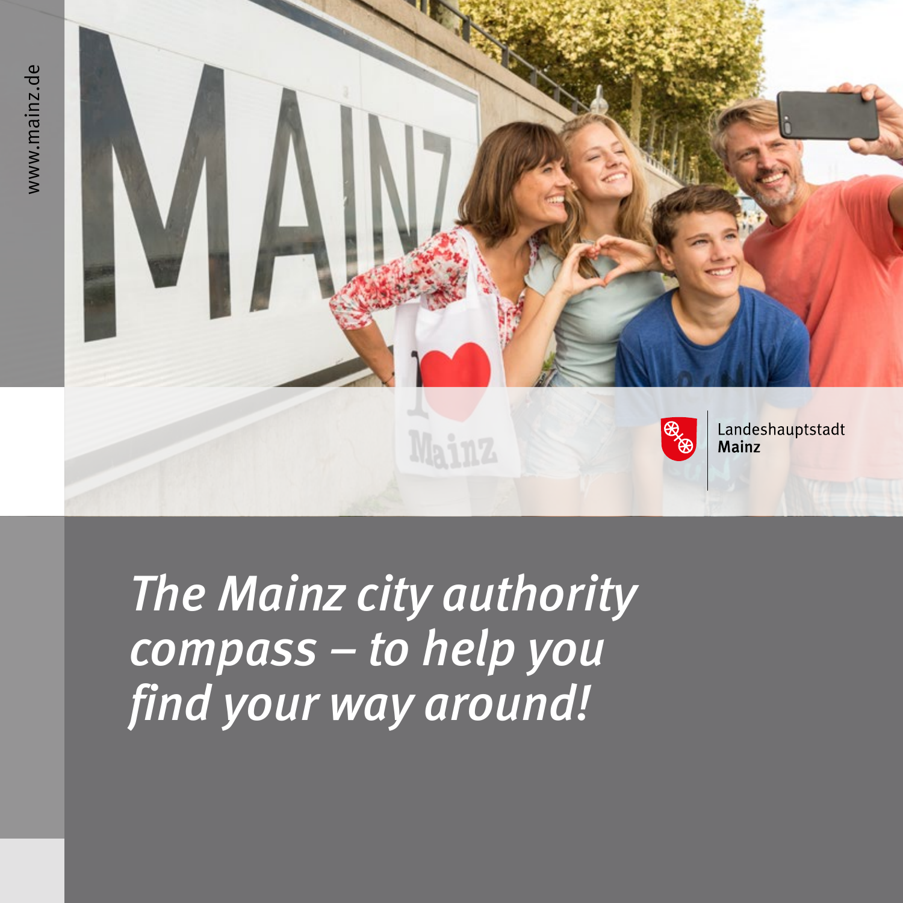www.mainz.de

Landeshauptstadt
**Mainz**

# *The Mainz city authority compass – to help you find your way around!*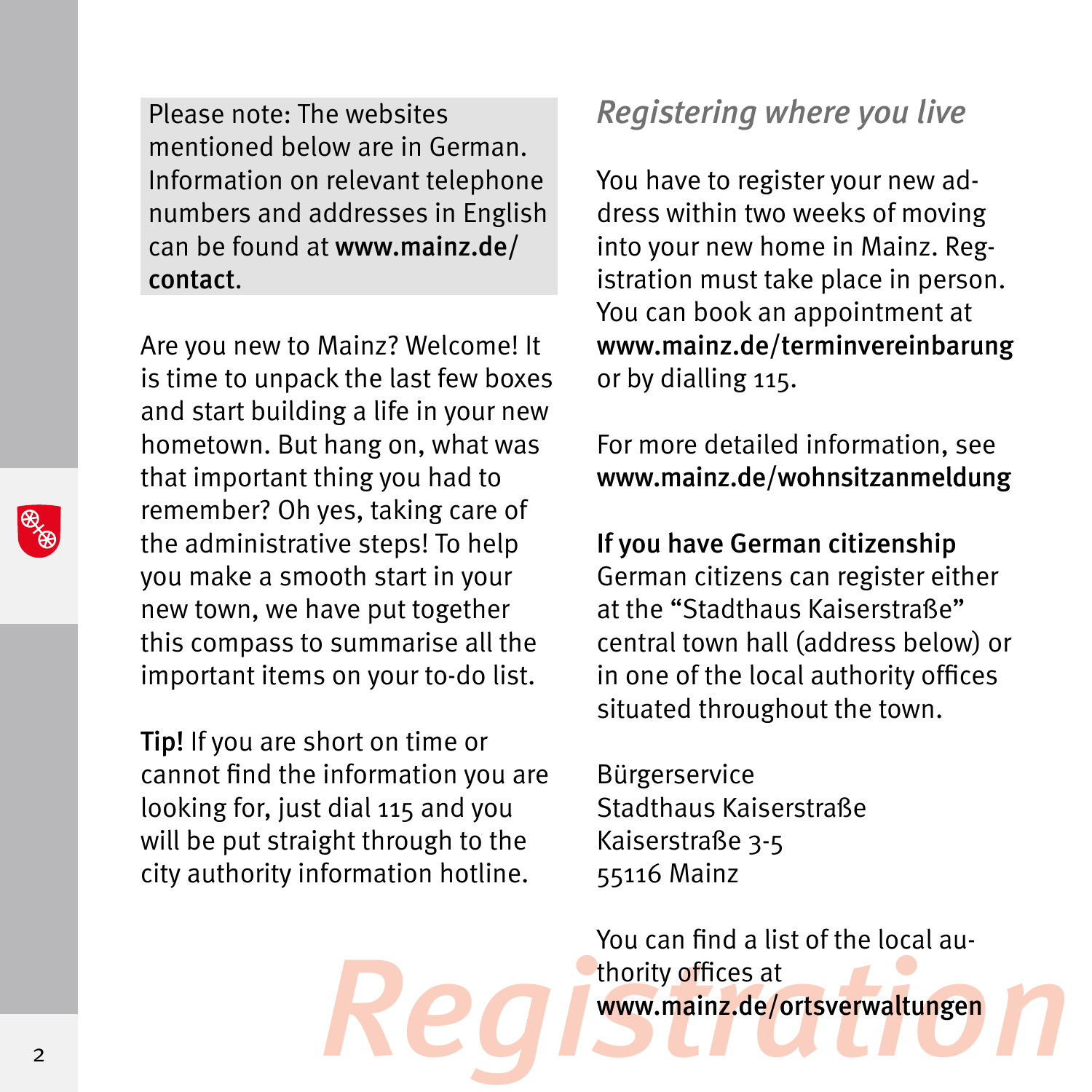Please note: The websites mentioned below are in German. Information on relevant telephone numbers and addresses in English can be found at **www.mainz.de/contact**.

Are you new to Mainz? Welcome! It is time to unpack the last few boxes and start building a life in your new hometown. But hang on, what was that important thing you had to remember? Oh yes, taking care of the administrative steps! To help you make a smooth start in your new town, we have put together this compass to summarise all the important items on your to-do list.

**Tip!** If you are short on time or cannot find the information you are looking for, just dial 115 and you will be put straight through to the city authority information hotline.

# Registration

## *Registering where you live*

You have to register your new address within two weeks of moving into your new home in Mainz. Registration must take place in person. You can book an appointment at **www.mainz.de/terminvereinbarung** or by dialling 115.

For more detailed information, see **www.mainz.de/wohnsitzanmeldung**

**If you have German citizenship**
German citizens can register either at the "Stadthaus Kaiserstraße" central town hall (address below) or in one of the local authority offices situated throughout the town.

Bürgerservice
Stadthaus Kaiserstraße
Kaiserstraße 3-5
55116 Mainz

You can find a list of the local authority offices at **www.mainz.de/ortsverwaltungen**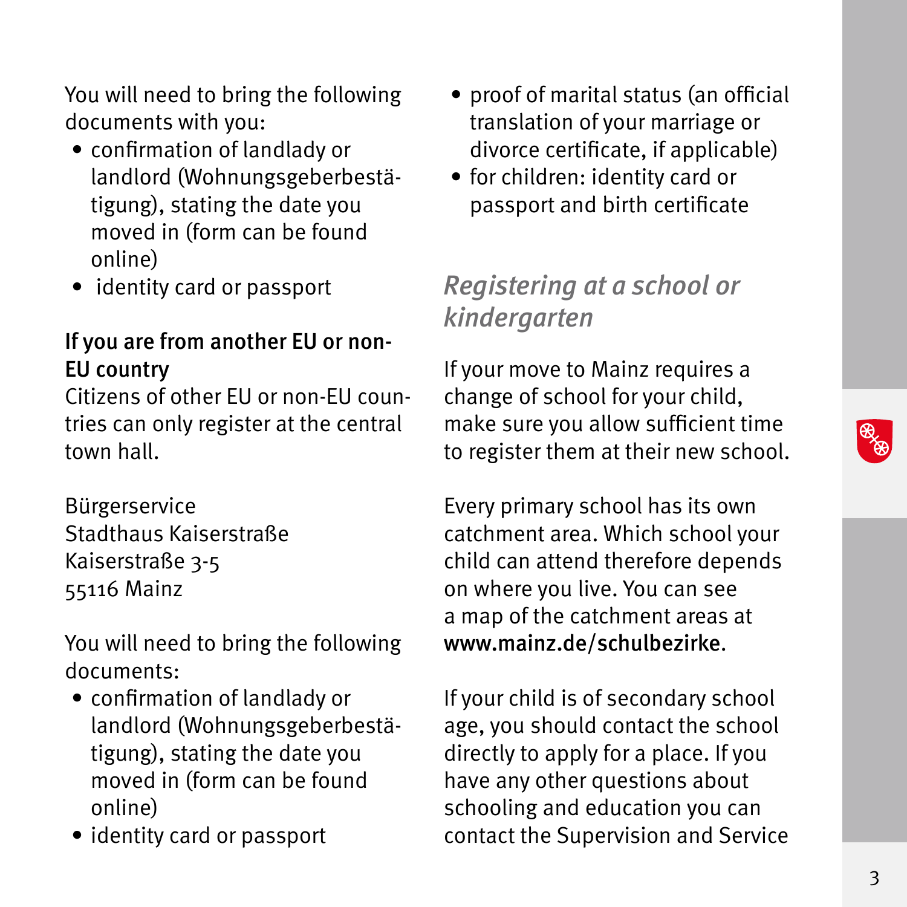You will need to bring the following documents with you:

- confirmation of landlady or landlord (Wohnungsgeberbestätigung), stating the date you moved in (form can be found online)
- identity card or passport

**If you are from another EU or non-EU country**

Citizens of other EU or non-EU countries can only register at the central town hall.

Bürgerservice
Stadthaus Kaiserstraße
Kaiserstraße 3-5
55116 Mainz

You will need to bring the following documents:

- confirmation of landlady or landlord (Wohnungsgeberbestätigung), stating the date you moved in (form can be found online)
- identity card or passport
- proof of marital status (an official translation of your marriage or divorce certificate, if applicable)
- for children: identity card or passport and birth certificate

## *Registering at a school or kindergarten*

If your move to Mainz requires a change of school for your child, make sure you allow sufficient time to register them at their new school.

Every primary school has its own catchment area. Which school your child can attend therefore depends on where you live. You can see a map of the catchment areas at **www.mainz.de/schulbezirke**.

If your child is of secondary school age, you should contact the school directly to apply for a place. If you have any other questions about schooling and education you can contact the Supervision and Service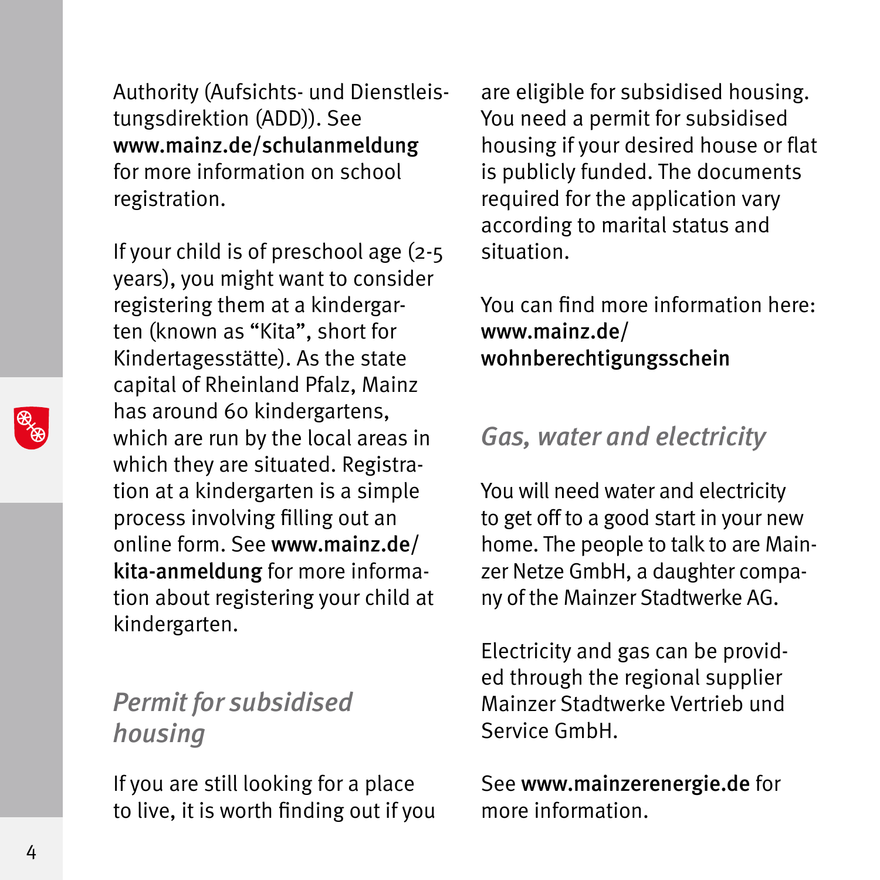Authority (Aufsichts- und Dienstleistungsdirektion (ADD)). See **www.mainz.de/schulanmeldung** for more information on school registration.

If your child is of preschool age (2-5 years), you might want to consider registering them at a kindergarten (known as "Kita", short for Kindertagesstätte). As the state capital of Rheinland Pfalz, Mainz has around 60 kindergartens, which are run by the local areas in which they are situated. Registration at a kindergarten is a simple process involving filling out an online form. See **www.mainz.de/kita-anmeldung** for more information about registering your child at kindergarten.

## *Permit for subsidised housing*

If you are still looking for a place to live, it is worth finding out if you are eligible for subsidised housing. You need a permit for subsidised housing if your desired house or flat is publicly funded. The documents required for the application vary according to marital status and situation.

You can find more information here: **www.mainz.de/wohnberechtigungsschein**

## *Gas, water and electricity*

You will need water and electricity to get off to a good start in your new home. The people to talk to are Mainzer Netze GmbH, a daughter company of the Mainzer Stadtwerke AG.

Electricity and gas can be provided through the regional supplier Mainzer Stadtwerke Vertrieb und Service GmbH.

See **www.mainzerenergie.de** for more information.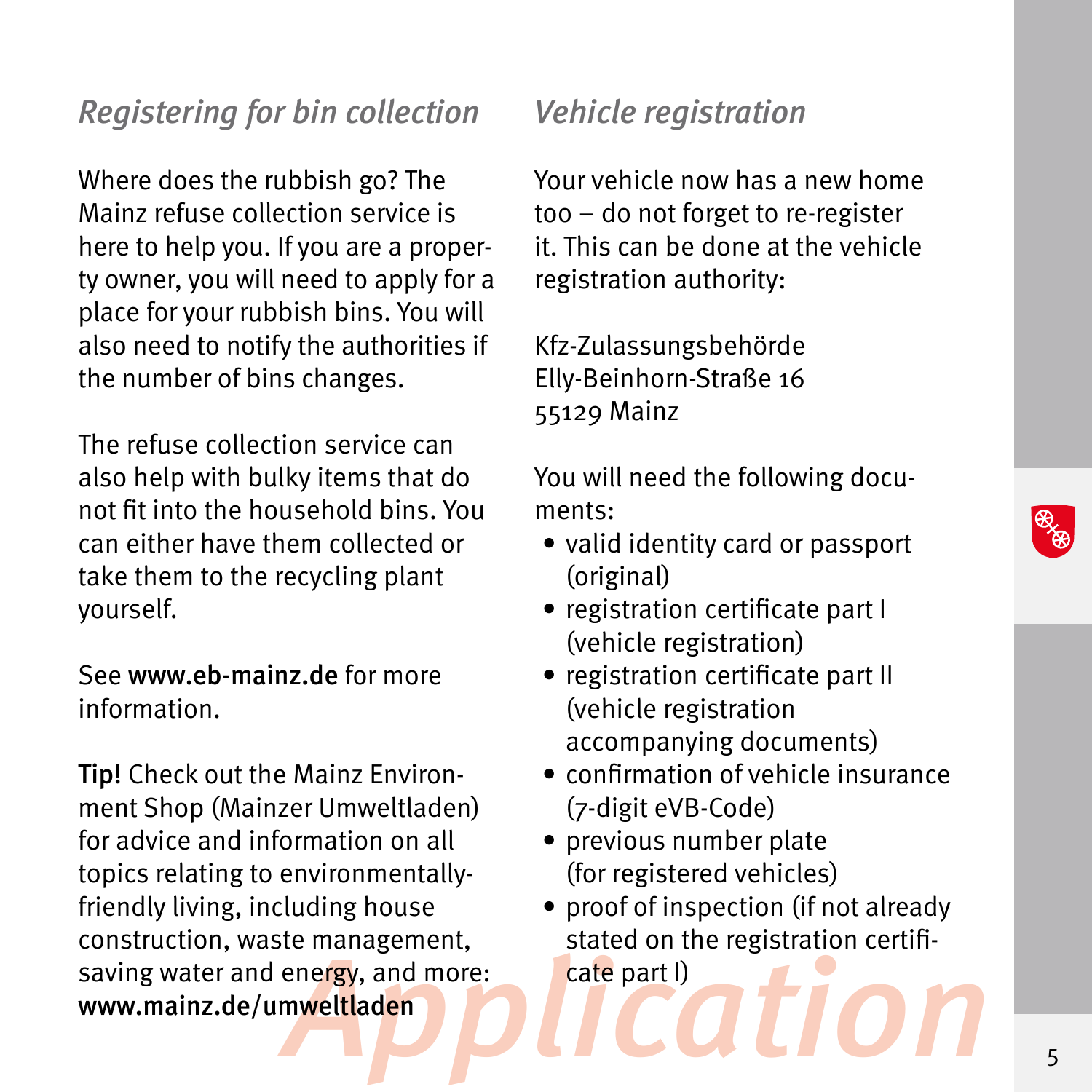## *Registering for bin collection*

Where does the rubbish go? The Mainz refuse collection service is here to help you. If you are a property owner, you will need to apply for a place for your rubbish bins. You will also need to notify the authorities if the number of bins changes.

The refuse collection service can also help with bulky items that do not fit into the household bins. You can either have them collected or take them to the recycling plant yourself.

See **www.eb-mainz.de** for more information.

**Tip!** Check out the Mainz Environment Shop (Mainzer Umweltladen) for advice and information on all topics relating to environmentally-friendly living, including house construction, waste management, saving water and energy, and more: **www.mainz.de/umweltladen**

## *Vehicle registration*

Your vehicle now has a new home too – do not forget to re-register it. This can be done at the vehicle registration authority:

Kfz-Zulassungsbehörde
Elly-Beinhorn-Straße 16
55129 Mainz

You will need the following documents:

- valid identity card or passport (original)
- registration certificate part I (vehicle registration)
- registration certificate part II (vehicle registration accompanying documents)
- confirmation of vehicle insurance (7-digit eVB-Code)
- previous number plate (for registered vehicles)
- proof of inspection (if not already stated on the registration certificate part I)

*Application*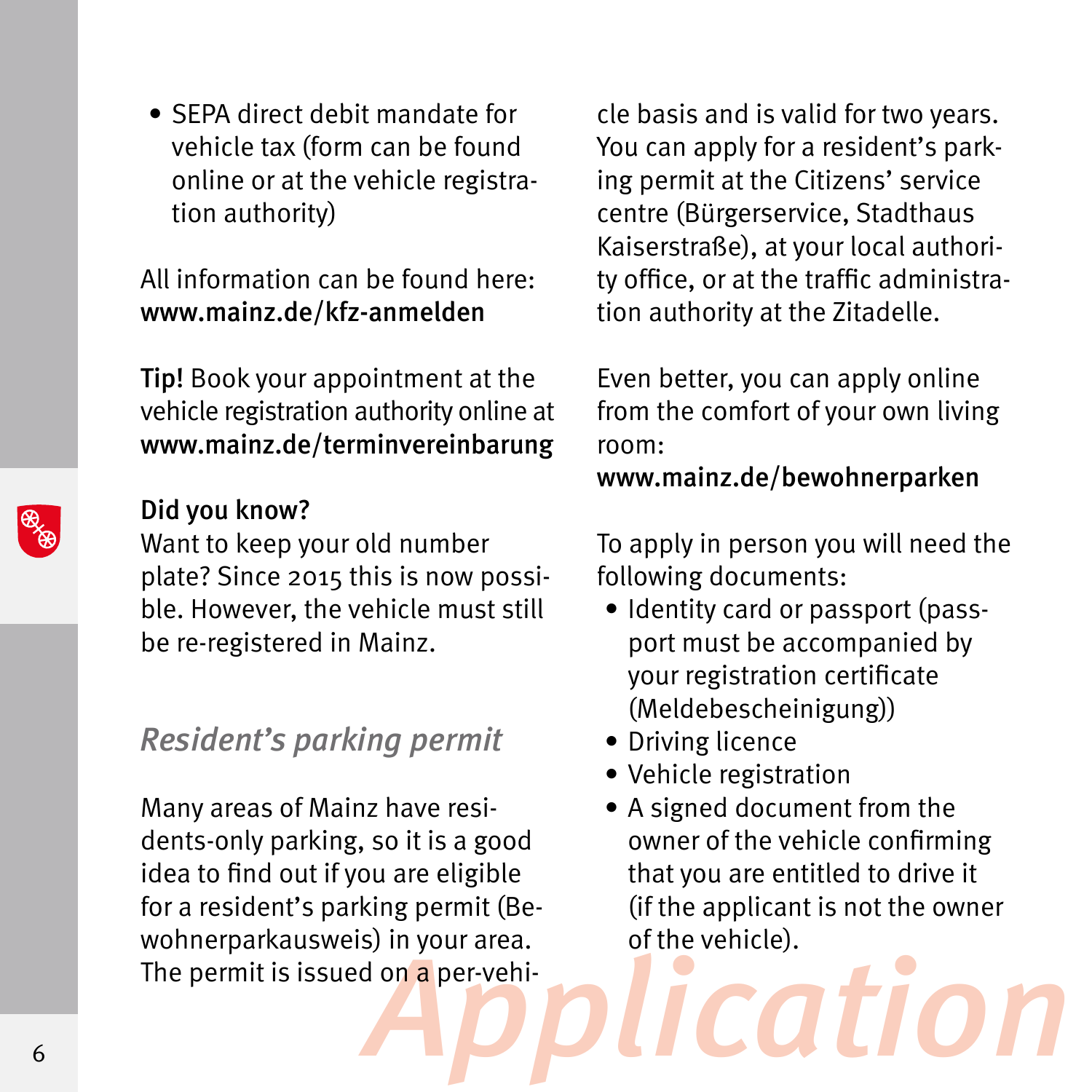- SEPA direct debit mandate for vehicle tax (form can be found online or at the vehicle registration authority)

All information can be found here:
**www.mainz.de/kfz-anmelden**

**Tip!** Book your appointment at the vehicle registration authority online at **www.mainz.de/terminvereinbarung**

**Did you know?**
Want to keep your old number plate? Since 2015 this is now possible. However, the vehicle must still be re-registered in Mainz.

## *Resident's parking permit*

Many areas of Mainz have residents-only parking, so it is a good idea to find out if you are eligible for a resident's parking permit (Bewohnerparkausweis) in your area. The permit is issued on a per-vehicle basis and is valid for two years. You can apply for a resident's parking permit at the Citizens' service centre (Bürgerservice, Stadthaus Kaiserstraße), at your local authority office, or at the traffic administration authority at the Zitadelle.

Even better, you can apply online from the comfort of your own living room:
**www.mainz.de/bewohnerparken**

To apply in person you will need the following documents:

- Identity card or passport (passport must be accompanied by your registration certificate (Meldebescheinigung))
- Driving licence
- Vehicle registration
- A signed document from the owner of the vehicle confirming that you are entitled to drive it (if the applicant is not the owner of the vehicle).

*Application*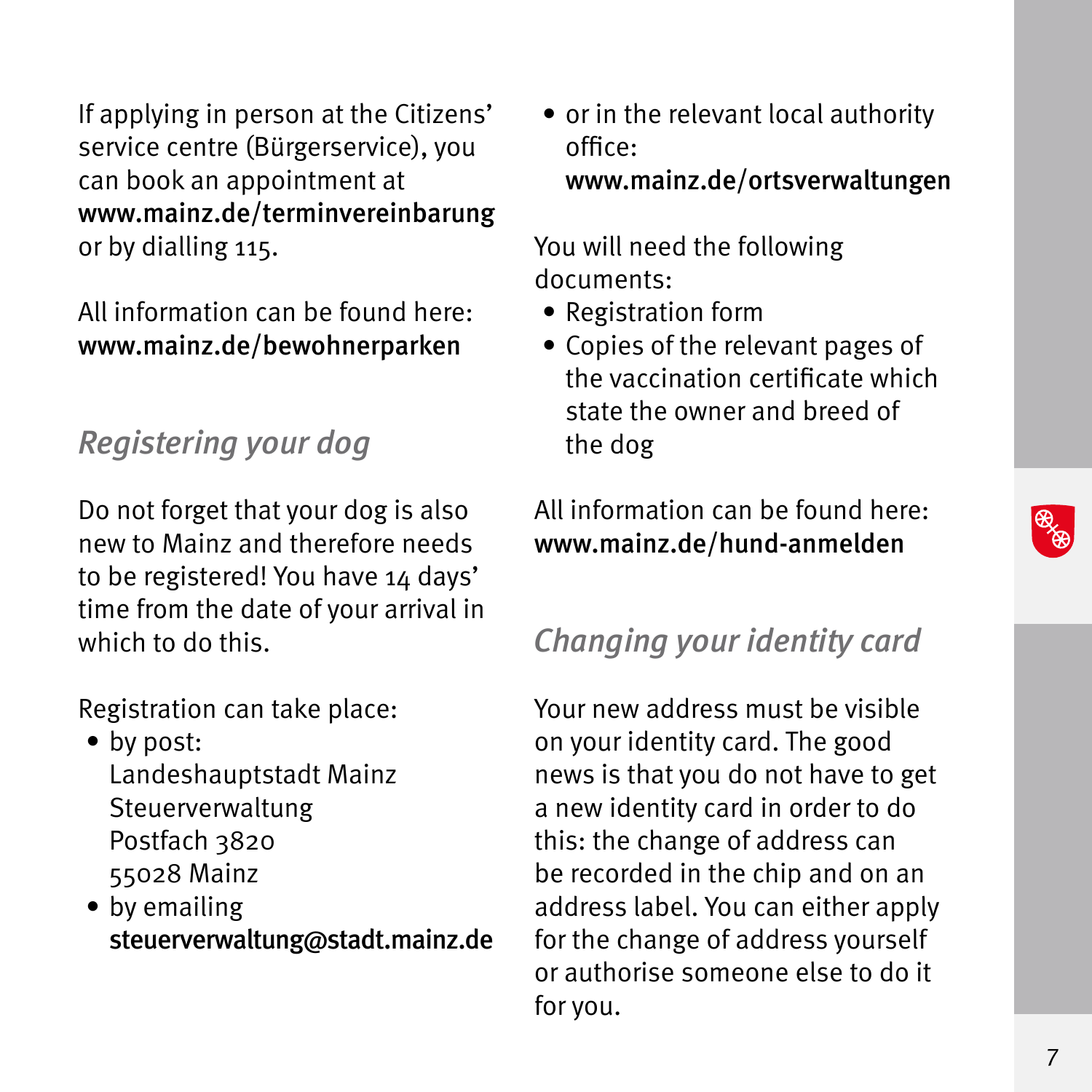If applying in person at the Citizens' service centre (Bürgerservice), you can book an appointment at **www.mainz.de/terminvereinbarung** or by dialling 115.

All information can be found here:
**www.mainz.de/bewohnerparken**

## *Registering your dog*

Do not forget that your dog is also new to Mainz and therefore needs to be registered! You have 14 days' time from the date of your arrival in which to do this.

Registration can take place:

- by post:
  Landeshauptstadt Mainz
  Steuerverwaltung
  Postfach 3820
  55028 Mainz
- by emailing
  **steuerverwaltung@stadt.mainz.de**
- or in the relevant local authority office:
  **www.mainz.de/ortsverwaltungen**

You will need the following documents:

- Registration form
- Copies of the relevant pages of the vaccination certificate which state the owner and breed of the dog

All information can be found here:
**www.mainz.de/hund-anmelden**

## *Changing your identity card*

Your new address must be visible on your identity card. The good news is that you do not have to get a new identity card in order to do this: the change of address can be recorded in the chip and on an address label. You can either apply for the change of address yourself or authorise someone else to do it for you.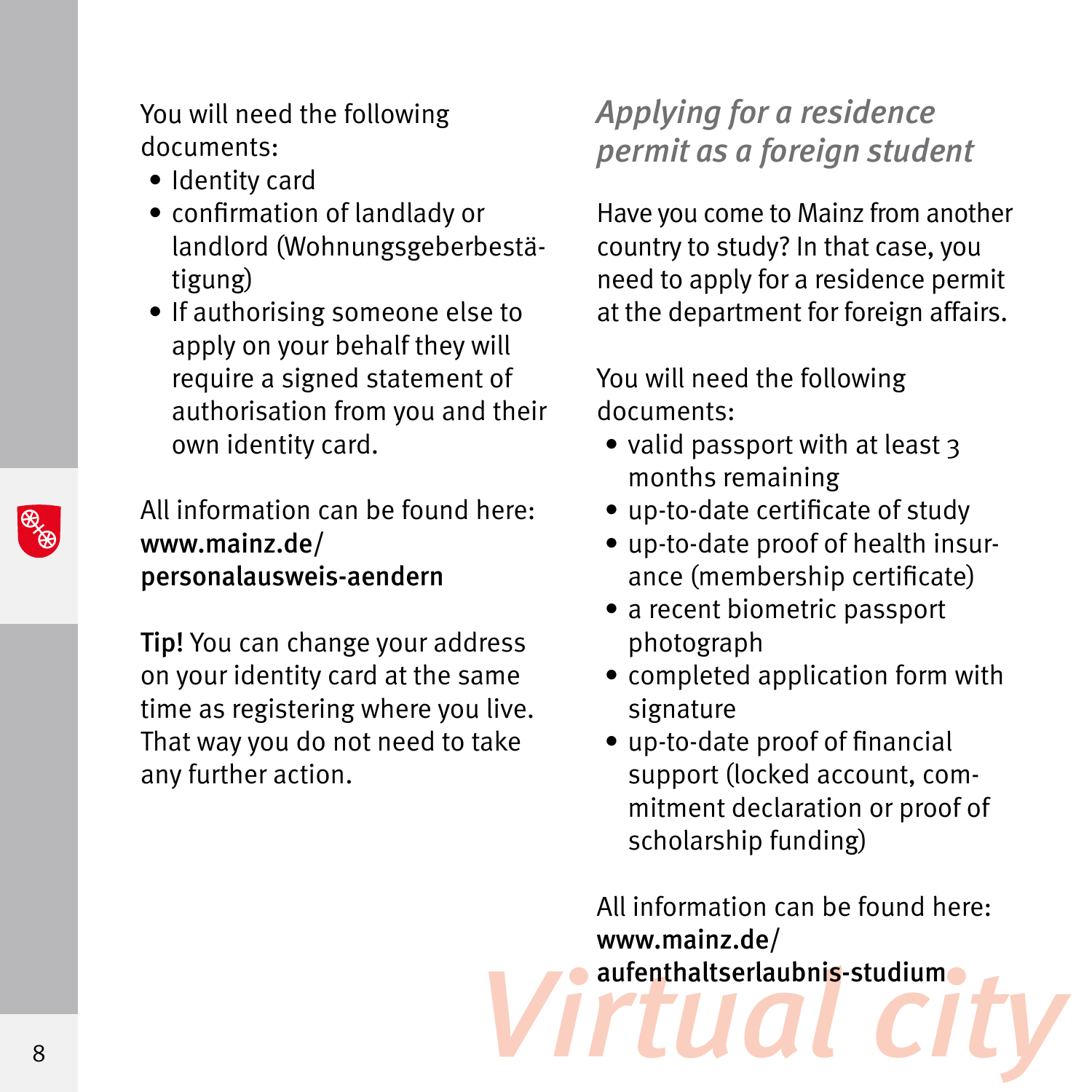You will need the following documents:

- Identity card
- confirmation of landlady or landlord (Wohnungsgeberbestätigung)
- If authorising someone else to apply on your behalf they will require a signed statement of authorisation from you and their own identity card.

All information can be found here:
**www.mainz.de/personalausweis-aendern**

**Tip!** You can change your address on your identity card at the same time as registering where you live. That way you do not need to take any further action.

## *Applying for a residence permit as a foreign student*

Have you come to Mainz from another country to study? In that case, you need to apply for a residence permit at the department for foreign affairs.

You will need the following documents:

- valid passport with at least 3 months remaining
- up-to-date certificate of study
- up-to-date proof of health insurance (membership certificate)
- a recent biometric passport photograph
- completed application form with signature
- up-to-date proof of financial support (locked account, commitment declaration or proof of scholarship funding)

All information can be found here:
**www.mainz.de/aufenthaltserlaubnis-studium**

Virtual city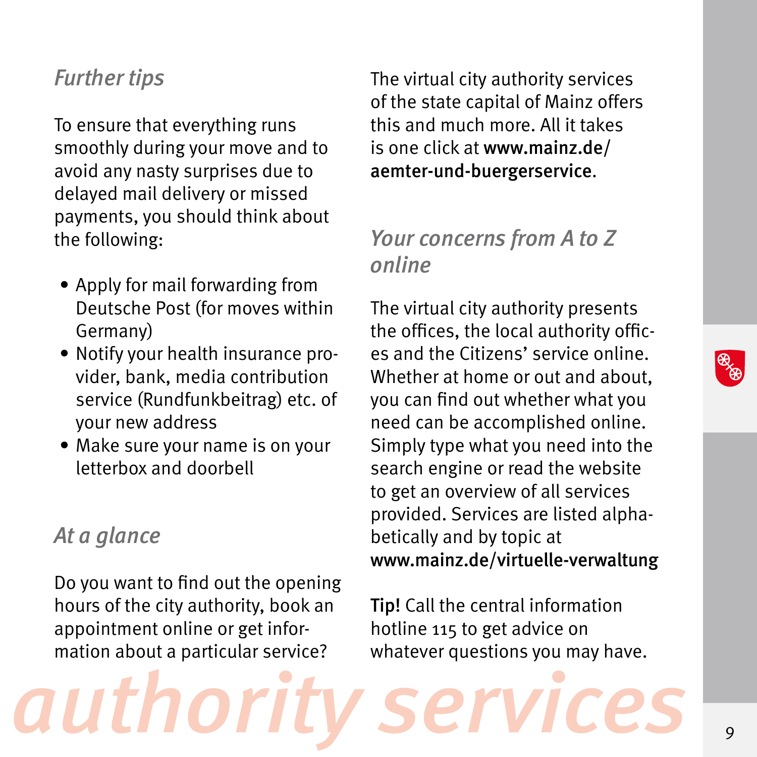## *Further tips*

To ensure that everything runs smoothly during your move and to avoid any nasty surprises due to delayed mail delivery or missed payments, you should think about the following:

- Apply for mail forwarding from Deutsche Post (for moves within Germany)
- Notify your health insurance provider, bank, media contribution service (Rundfunkbeitrag) etc. of your new address
- Make sure your name is on your letterbox and doorbell

## *At a glance*

Do you want to find out the opening hours of the city authority, book an appointment online or get information about a particular service?

The virtual city authority services of the state capital of Mainz offers this and much more. All it takes is one click at **www.mainz.de/aemter-und-buergerservice**.

## *Your concerns from A to Z online*

The virtual city authority presents the offices, the local authority offices and the Citizens' service online. Whether at home or out and about, you can find out whether what you need can be accomplished online. Simply type what you need into the search engine or read the website to get an overview of all services provided. Services are listed alphabetically and by topic at **www.mainz.de/virtuelle-verwaltung**

**Tip!** Call the central information hotline 115 to get advice on whatever questions you may have.

*authority services*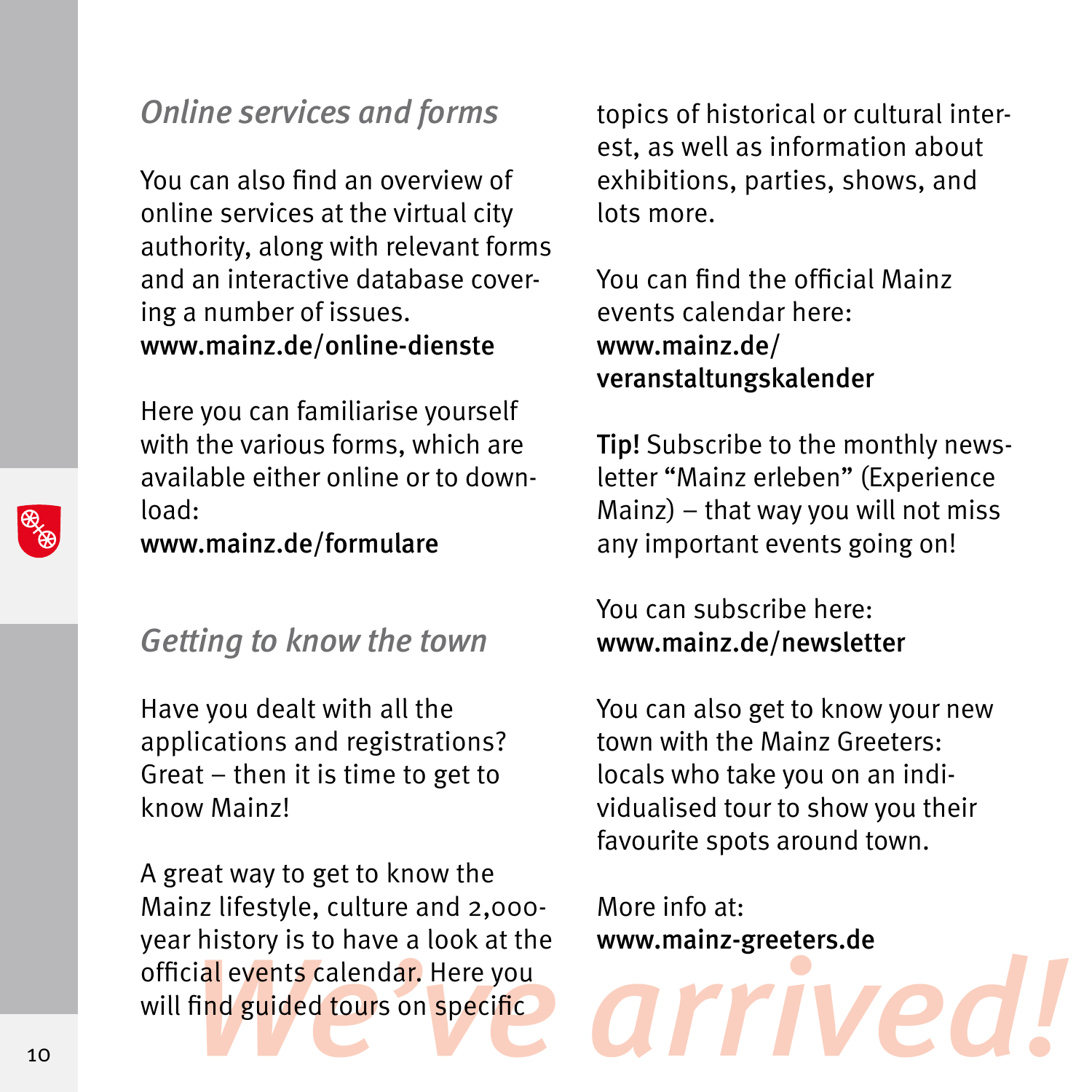## *Online services and forms*

You can also find an overview of online services at the virtual city authority, along with relevant forms and an interactive database covering a number of issues.
**www.mainz.de/online-dienste**

Here you can familiarise yourself with the various forms, which are available either online or to download:
**www.mainz.de/formulare**

## *Getting to know the town*

Have you dealt with all the applications and registrations? Great – then it is time to get to know Mainz!

A great way to get to know the Mainz lifestyle, culture and 2,000-year history is to have a look at the official events calendar. Here you will find guided tours on specific topics of historical or cultural interest, as well as information about exhibitions, parties, shows, and lots more.

You can find the official Mainz events calendar here:
**www.mainz.de/veranstaltungskalender**

**Tip!** Subscribe to the monthly newsletter "Mainz erleben" (Experience Mainz) – that way you will not miss any important events going on!

You can subscribe here:
**www.mainz.de/newsletter**

You can also get to know your new town with the Mainz Greeters: locals who take you on an individualised tour to show you their favourite spots around town.

More info at:
**www.mainz-greeters.de**

*We've arrived!*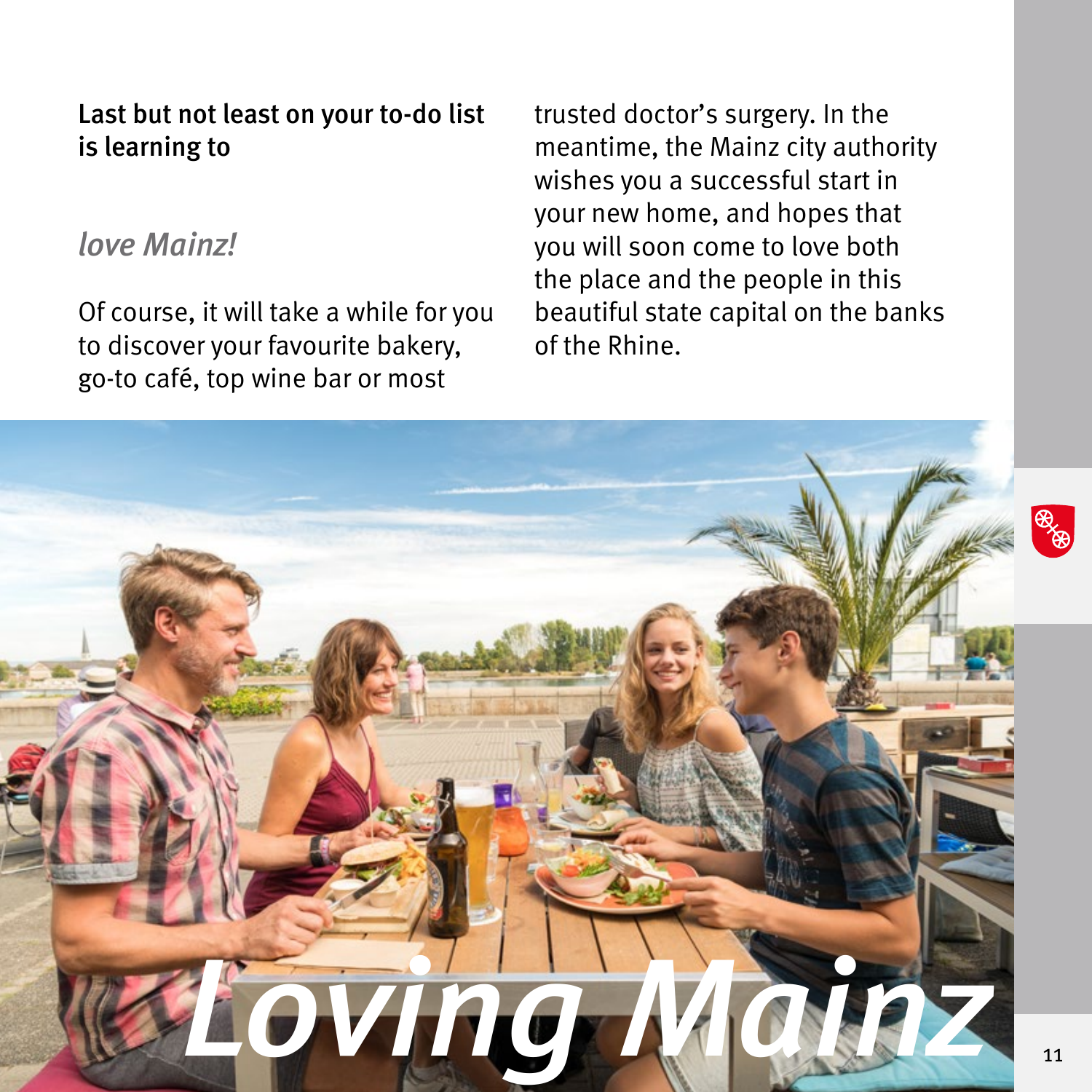**Last but not least on your to-do list is learning to**

*love Mainz!*

Of course, it will take a while for you to discover your favourite bakery, go-to café, top wine bar or most trusted doctor's surgery. In the meantime, the Mainz city authority wishes you a successful start in your new home, and hopes that you will soon come to love both the place and the people in this beautiful state capital on the banks of the Rhine.

*Loving Mainz*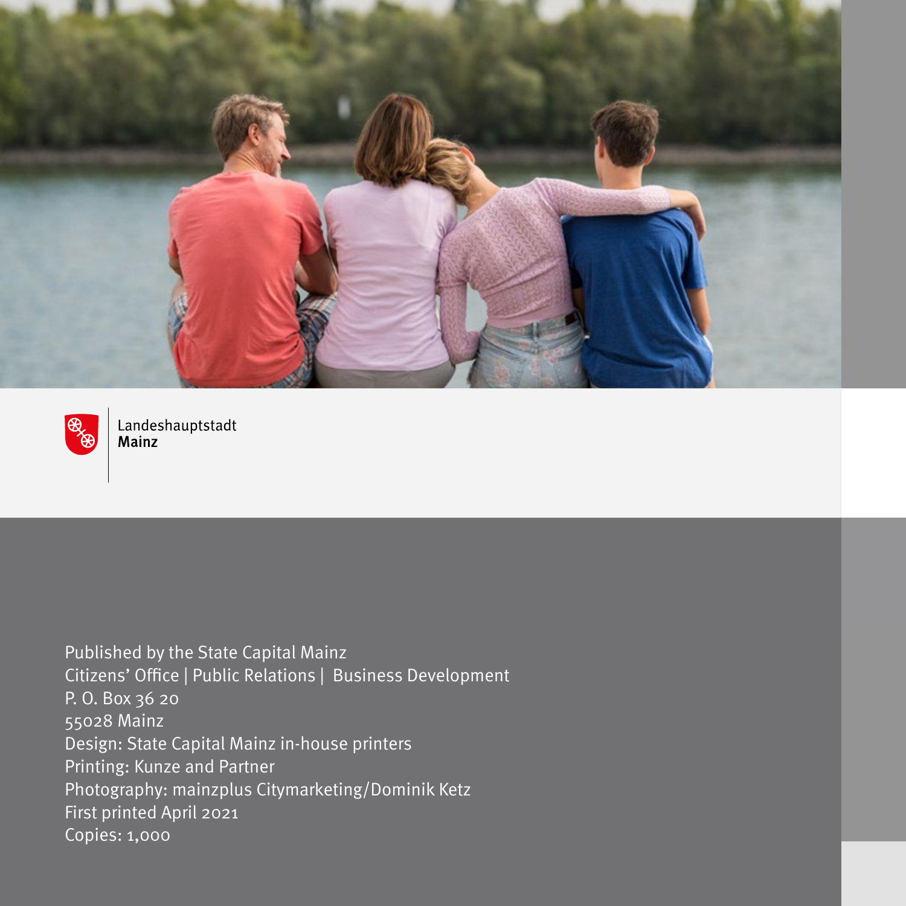Landeshauptstadt
**Mainz**

Published by the State Capital Mainz
Citizens' Office | Public Relations | Business Development
P. O. Box 36 20
55028 Mainz
Design: State Capital Mainz in-house printers
Printing: Kunze and Partner
Photography: mainzplus Citymarketing/Dominik Ketz
First printed April 2021
Copies: 1,000